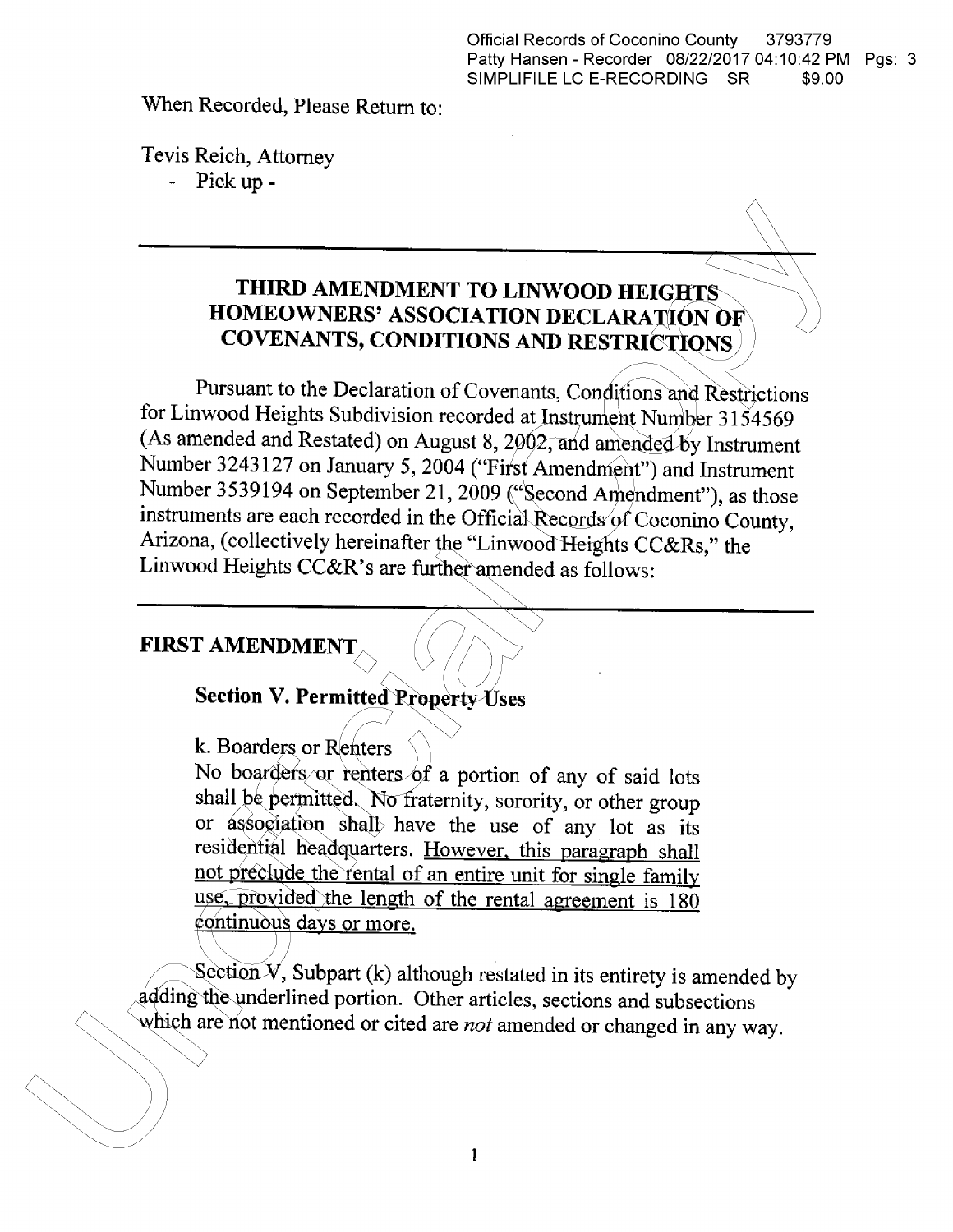Official Records of Coconino County 3793779
Patty Hansen - Recorder 08/22/2017 04:10:42 PM Pgs: 3
SIMPLIFILE LC E-RECORDING SR $9.00

When Recorded, Please Return to:

Tevis Reich, Attorney
- Pick up -

---

# THIRD AMENDMENT TO LINWOOD HEIGHTS HOMEOWNERS' ASSOCIATION DECLARATION OF COVENANTS, CONDITIONS AND RESTRICTIONS

Pursuant to the Declaration of Covenants, Conditions and Restrictions for Linwood Heights Subdivision recorded at Instrument Number 3154569 (As amended and Restated) on August 8, 2002, and amended by Instrument Number 3243127 on January 5, 2004 ("First Amendment") and Instrument Number 3539194 on September 21, 2009 ("Second Amendment"), as those instruments are each recorded in the Official Records of Coconino County, Arizona, (collectively hereinafter the "Linwood Heights CC&Rs," the Linwood Heights CC&R's are further amended as follows:

---

## FIRST AMENDMENT

### Section V. Permitted Property Uses

k. Boarders or Renters
No boarders or renters of a portion of any of said lots shall be permitted. No fraternity, sorority, or other group or association shall have the use of any lot as its residential headquarters. <u>However, this paragraph shall not preclude the rental of an entire unit for single family use, provided the length of the rental agreement is 180 continuous days or more.</u>

Section V, Subpart (k) although restated in its entirety is amended by adding the underlined portion. Other articles, sections and subsections which are not mentioned or cited are *not* amended or changed in any way.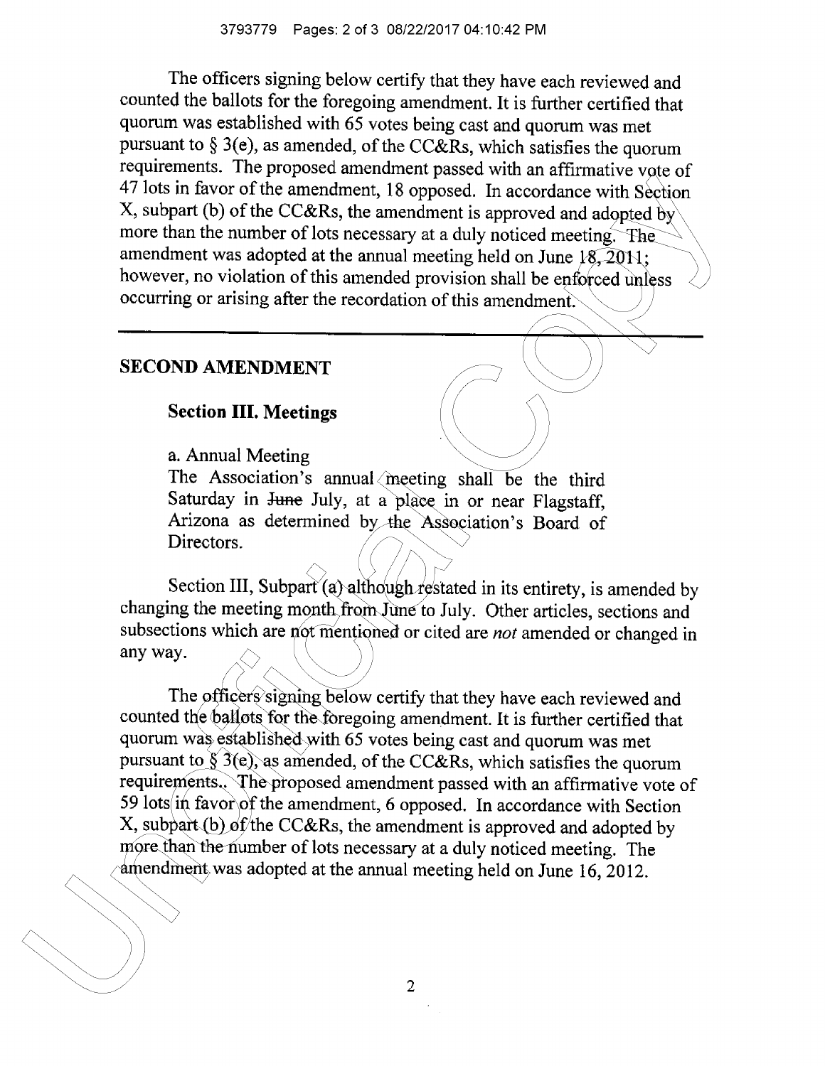The officers signing below certify that they have each reviewed and counted the ballots for the foregoing amendment. It is further certified that quorum was established with 65 votes being cast and quorum was met pursuant to § 3(e), as amended, of the CC&Rs, which satisfies the quorum requirements. The proposed amendment passed with an affirmative vote of 47 lots in favor of the amendment, 18 opposed. In accordance with Section X, subpart (b) of the CC&Rs, the amendment is approved and adopted by more than the number of lots necessary at a duly noticed meeting. The amendment was adopted at the annual meeting held on June 18, 2011; however, no violation of this amended provision shall be enforced unless occurring or arising after the recordation of this amendment.

---

## SECOND AMENDMENT

### Section III. Meetings

a. Annual Meeting
The Association's annual meeting shall be the third Saturday in ~~June~~ July, at a place in or near Flagstaff, Arizona as determined by the Association's Board of Directors.

Section III, Subpart (a) although restated in its entirety, is amended by changing the meeting month from June to July. Other articles, sections and subsections which are not mentioned or cited are *not* amended or changed in any way.

The officers signing below certify that they have each reviewed and counted the ballots for the foregoing amendment. It is further certified that quorum was established with 65 votes being cast and quorum was met pursuant to § 3(e), as amended, of the CC&Rs, which satisfies the quorum requirements.. The proposed amendment passed with an affirmative vote of 59 lots in favor of the amendment, 6 opposed. In accordance with Section X, subpart (b) of the CC&Rs, the amendment is approved and adopted by more than the number of lots necessary at a duly noticed meeting. The amendment was adopted at the annual meeting held on June 16, 2012.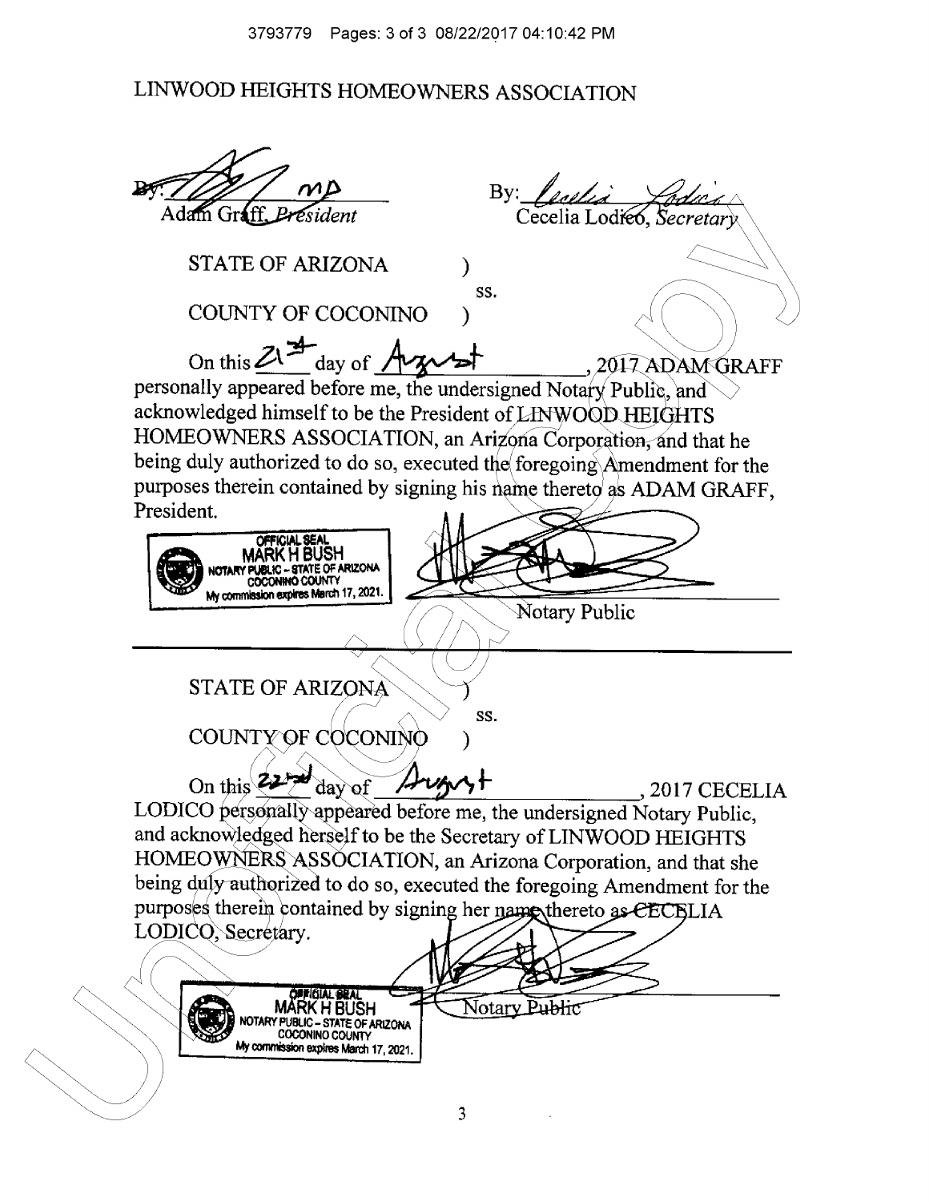LINWOOD HEIGHTS HOMEOWNERS ASSOCIATION

By: 
Adam Graff, *President*

By: 
Cecelia Lodico, *Secretary*

STATE OF ARIZONA )
ss.
COUNTY OF COCONINO )

On this 21st day of August, 2017 ADAM GRAFF personally appeared before me, the undersigned Notary Public, and acknowledged himself to be the President of LINWOOD HEIGHTS HOMEOWNERS ASSOCIATION, an Arizona Corporation, and that he being duly authorized to do so, executed the foregoing Amendment for the purposes therein contained by signing his name thereto as ADAM GRAFF, President.

OFFICIAL SEAL
MARK H BUSH
NOTARY PUBLIC – STATE OF ARIZONA
COCONINO COUNTY
My commission expires March 17, 2021.

Notary Public

---

STATE OF ARIZONA )
ss.
COUNTY OF COCONINO )

On this 22nd day of August, 2017 CECELIA LODICO personally appeared before me, the undersigned Notary Public, and acknowledged herself to be the Secretary of LINWOOD HEIGHTS HOMEOWNERS ASSOCIATION, an Arizona Corporation, and that she being duly authorized to do so, executed the foregoing Amendment for the purposes therein contained by signing her name thereto as CECELIA LODICO, Secretary.

OFFICIAL SEAL
MARK H BUSH
NOTARY PUBLIC – STATE OF ARIZONA
COCONINO COUNTY
My commission expires March 17, 2021.

Notary Public